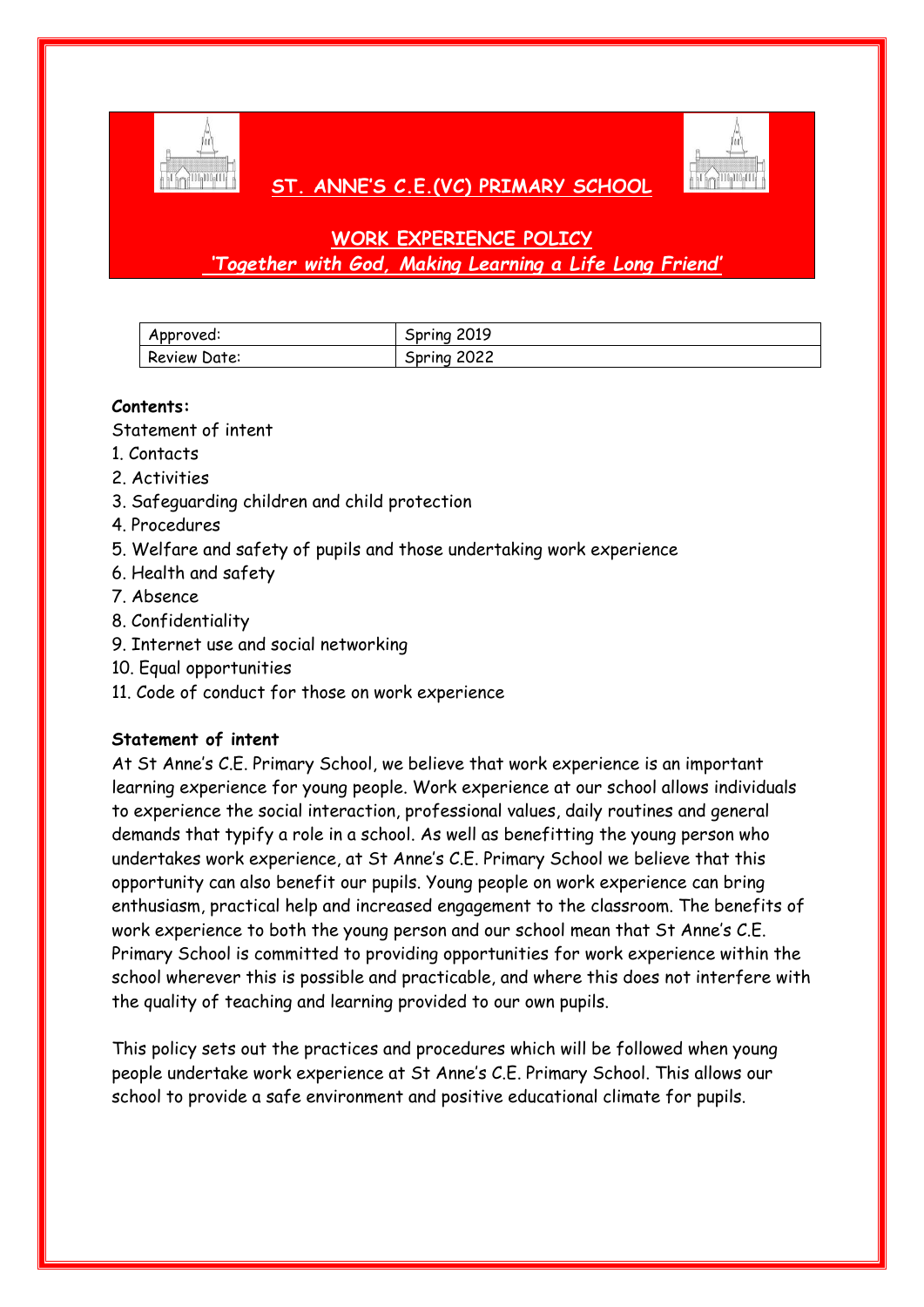# ST. ANNE'S C.E.(VC) PRIMARY SCHOOL

## WORK EXPERIENCE POLICY

*'Together with God, Making Learning a Life Long Friend'*

| Approved: | Spring 2019 |
|---|---|
| Review Date: | Spring 2022 |

**Contents:**

Statement of intent

1. Contacts
2. Activities
3. Safeguarding children and child protection
4. Procedures
5. Welfare and safety of pupils and those undertaking work experience
6. Health and safety
7. Absence
8. Confidentiality
9. Internet use and social networking
10. Equal opportunities
11. Code of conduct for those on work experience

**Statement of intent**

At St Anne's C.E. Primary School, we believe that work experience is an important learning experience for young people. Work experience at our school allows individuals to experience the social interaction, professional values, daily routines and general demands that typify a role in a school. As well as benefitting the young person who undertakes work experience, at St Anne's C.E. Primary School we believe that this opportunity can also benefit our pupils. Young people on work experience can bring enthusiasm, practical help and increased engagement to the classroom. The benefits of work experience to both the young person and our school mean that St Anne's C.E. Primary School is committed to providing opportunities for work experience within the school wherever this is possible and practicable, and where this does not interfere with the quality of teaching and learning provided to our own pupils.

This policy sets out the practices and procedures which will be followed when young people undertake work experience at St Anne's C.E. Primary School. This allows our school to provide a safe environment and positive educational climate for pupils.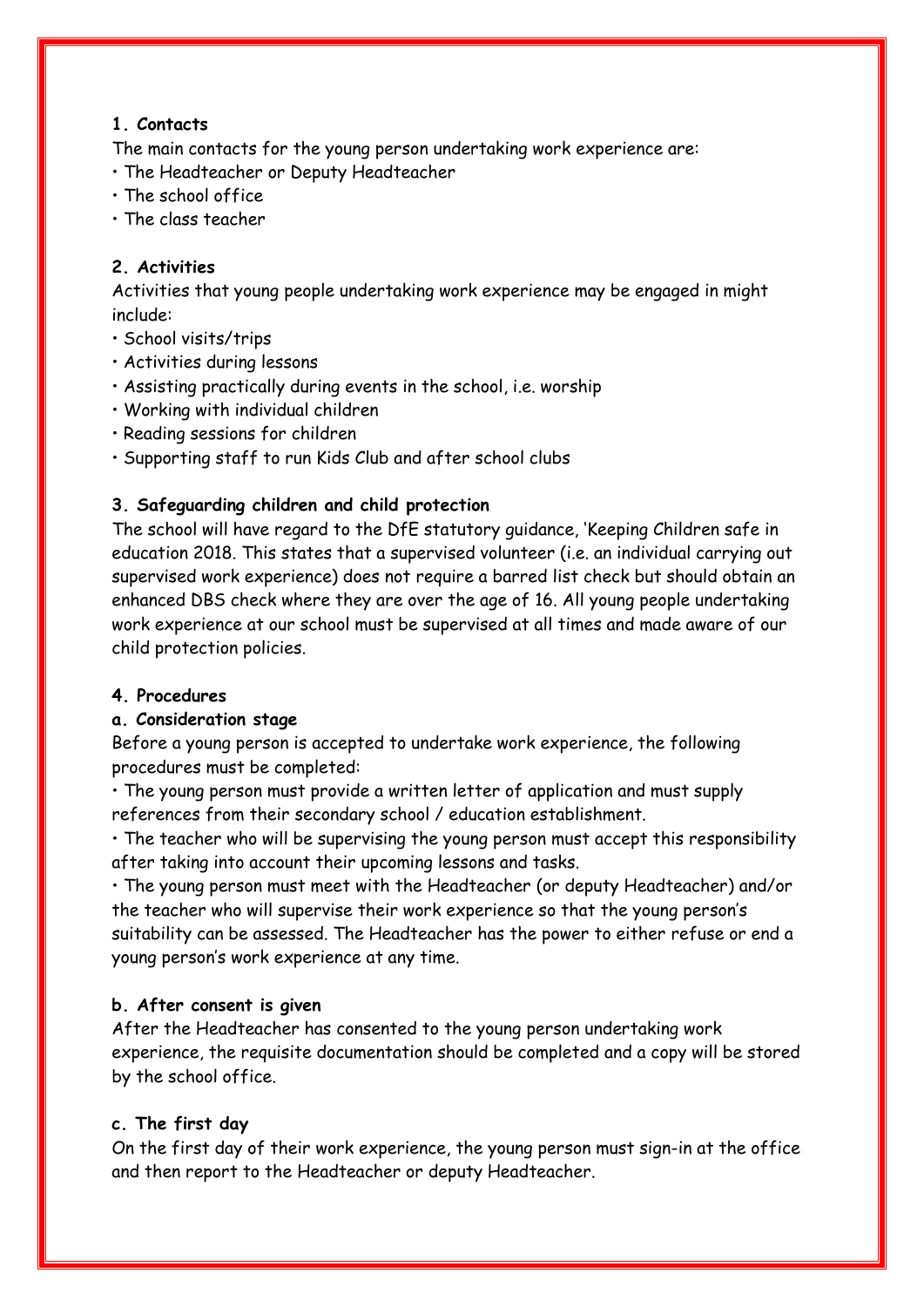### 1. Contacts

The main contacts for the young person undertaking work experience are:

- The Headteacher or Deputy Headteacher
- The school office
- The class teacher

### 2. Activities

Activities that young people undertaking work experience may be engaged in might include:

- School visits/trips
- Activities during lessons
- Assisting practically during events in the school, i.e. worship
- Working with individual children
- Reading sessions for children
- Supporting staff to run Kids Club and after school clubs

### 3. Safeguarding children and child protection

The school will have regard to the DfE statutory guidance, 'Keeping Children safe in education 2018. This states that a supervised volunteer (i.e. an individual carrying out supervised work experience) does not require a barred list check but should obtain an enhanced DBS check where they are over the age of 16. All young people undertaking work experience at our school must be supervised at all times and made aware of our child protection policies.

### 4. Procedures

#### a. Consideration stage

Before a young person is accepted to undertake work experience, the following procedures must be completed:

- The young person must provide a written letter of application and must supply references from their secondary school / education establishment.
- The teacher who will be supervising the young person must accept this responsibility after taking into account their upcoming lessons and tasks.
- The young person must meet with the Headteacher (or deputy Headteacher) and/or the teacher who will supervise their work experience so that the young person's suitability can be assessed. The Headteacher has the power to either refuse or end a young person's work experience at any time.

#### b. After consent is given

After the Headteacher has consented to the young person undertaking work experience, the requisite documentation should be completed and a copy will be stored by the school office.

#### c. The first day

On the first day of their work experience, the young person must sign-in at the office and then report to the Headteacher or deputy Headteacher.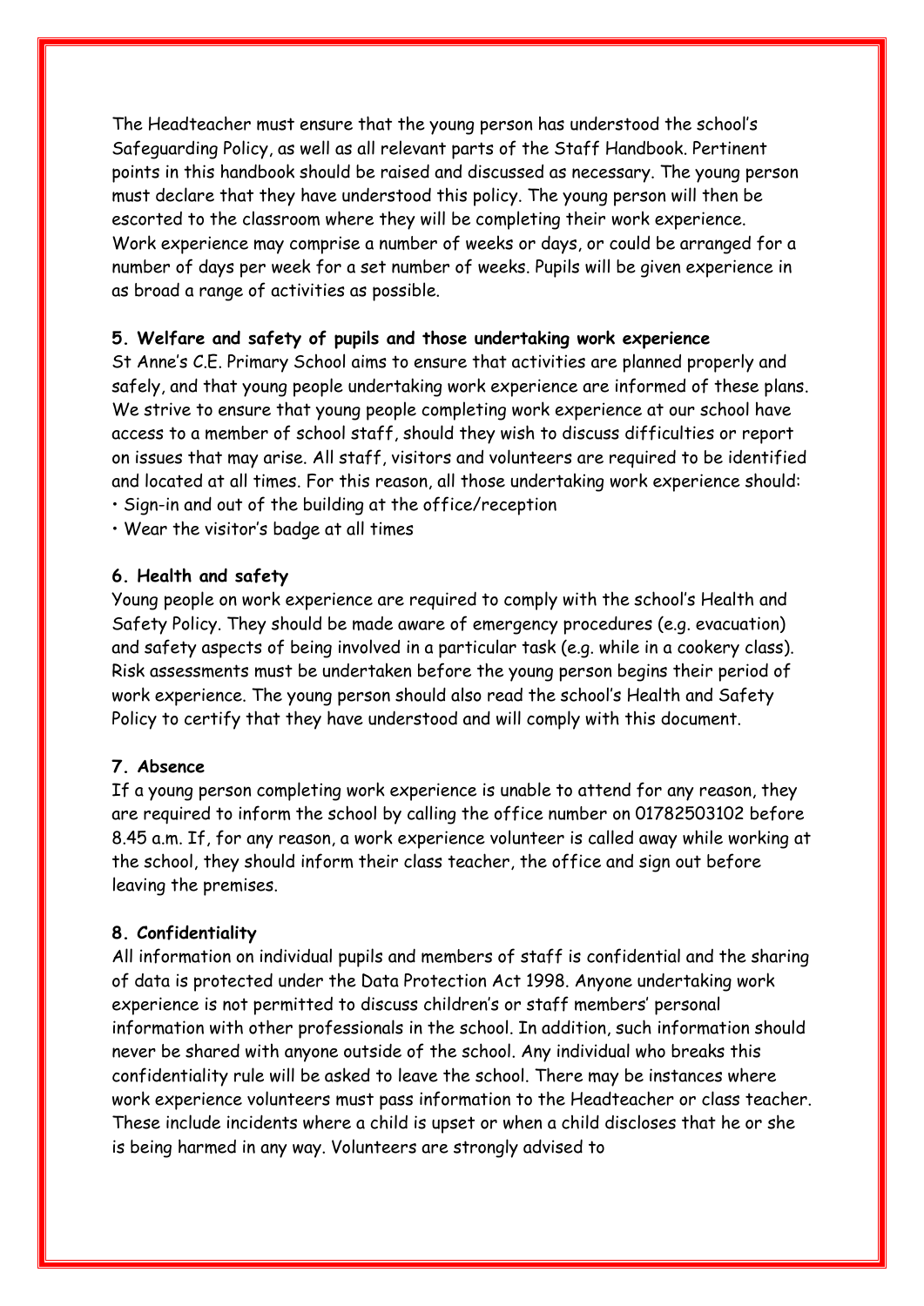The Headteacher must ensure that the young person has understood the school's Safeguarding Policy, as well as all relevant parts of the Staff Handbook. Pertinent points in this handbook should be raised and discussed as necessary. The young person must declare that they have understood this policy. The young person will then be escorted to the classroom where they will be completing their work experience.
Work experience may comprise a number of weeks or days, or could be arranged for a number of days per week for a set number of weeks. Pupils will be given experience in as broad a range of activities as possible.

**5. Welfare and safety of pupils and those undertaking work experience**

St Anne's C.E. Primary School aims to ensure that activities are planned properly and safely, and that young people undertaking work experience are informed of these plans. We strive to ensure that young people completing work experience at our school have access to a member of school staff, should they wish to discuss difficulties or report on issues that may arise. All staff, visitors and volunteers are required to be identified and located at all times. For this reason, all those undertaking work experience should:

- Sign-in and out of the building at the office/reception
- Wear the visitor's badge at all times

**6. Health and safety**

Young people on work experience are required to comply with the school's Health and Safety Policy. They should be made aware of emergency procedures (e.g. evacuation) and safety aspects of being involved in a particular task (e.g. while in a cookery class). Risk assessments must be undertaken before the young person begins their period of work experience. The young person should also read the school's Health and Safety Policy to certify that they have understood and will comply with this document.

**7. Absence**

If a young person completing work experience is unable to attend for any reason, they are required to inform the school by calling the office number on 01782503102 before 8.45 a.m. If, for any reason, a work experience volunteer is called away while working at the school, they should inform their class teacher, the office and sign out before leaving the premises.

**8. Confidentiality**

All information on individual pupils and members of staff is confidential and the sharing of data is protected under the Data Protection Act 1998. Anyone undertaking work experience is not permitted to discuss children's or staff members' personal information with other professionals in the school. In addition, such information should never be shared with anyone outside of the school. Any individual who breaks this confidentiality rule will be asked to leave the school. There may be instances where work experience volunteers must pass information to the Headteacher or class teacher. These include incidents where a child is upset or when a child discloses that he or she is being harmed in any way. Volunteers are strongly advised to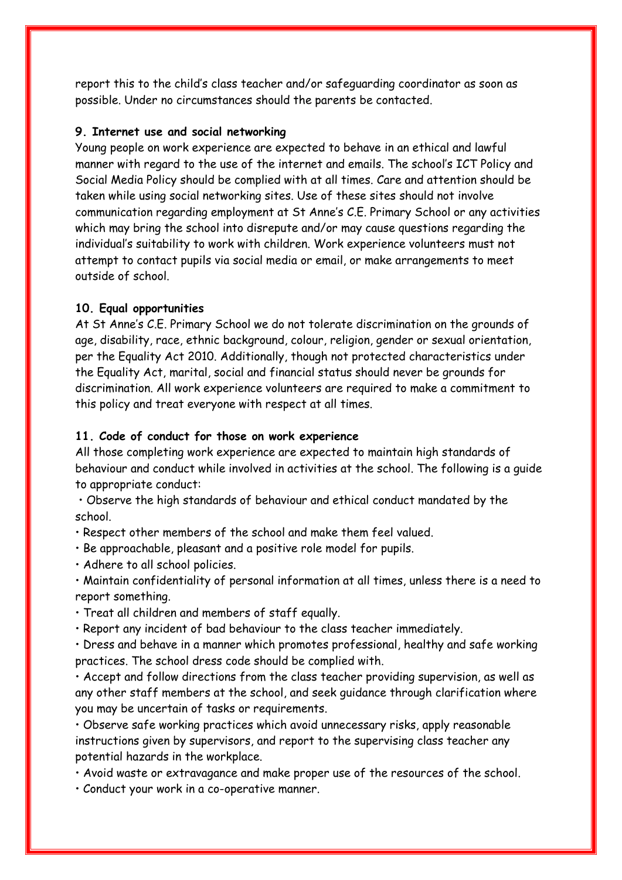report this to the child's class teacher and/or safeguarding coordinator as soon as possible. Under no circumstances should the parents be contacted.

**9. Internet use and social networking**

Young people on work experience are expected to behave in an ethical and lawful manner with regard to the use of the internet and emails. The school's ICT Policy and Social Media Policy should be complied with at all times. Care and attention should be taken while using social networking sites. Use of these sites should not involve communication regarding employment at St Anne's C.E. Primary School or any activities which may bring the school into disrepute and/or may cause questions regarding the individual's suitability to work with children. Work experience volunteers must not attempt to contact pupils via social media or email, or make arrangements to meet outside of school.

**10. Equal opportunities**

At St Anne's C.E. Primary School we do not tolerate discrimination on the grounds of age, disability, race, ethnic background, colour, religion, gender or sexual orientation, per the Equality Act 2010. Additionally, though not protected characteristics under the Equality Act, marital, social and financial status should never be grounds for discrimination. All work experience volunteers are required to make a commitment to this policy and treat everyone with respect at all times.

**11. Code of conduct for those on work experience**

All those completing work experience are expected to maintain high standards of behaviour and conduct while involved in activities at the school. The following is a guide to appropriate conduct:

- Observe the high standards of behaviour and ethical conduct mandated by the school.
- Respect other members of the school and make them feel valued.
- Be approachable, pleasant and a positive role model for pupils.
- Adhere to all school policies.
- Maintain confidentiality of personal information at all times, unless there is a need to report something.
- Treat all children and members of staff equally.
- Report any incident of bad behaviour to the class teacher immediately.
- Dress and behave in a manner which promotes professional, healthy and safe working practices. The school dress code should be complied with.
- Accept and follow directions from the class teacher providing supervision, as well as any other staff members at the school, and seek guidance through clarification where you may be uncertain of tasks or requirements.
- Observe safe working practices which avoid unnecessary risks, apply reasonable instructions given by supervisors, and report to the supervising class teacher any potential hazards in the workplace.
- Avoid waste or extravagance and make proper use of the resources of the school.
- Conduct your work in a co-operative manner.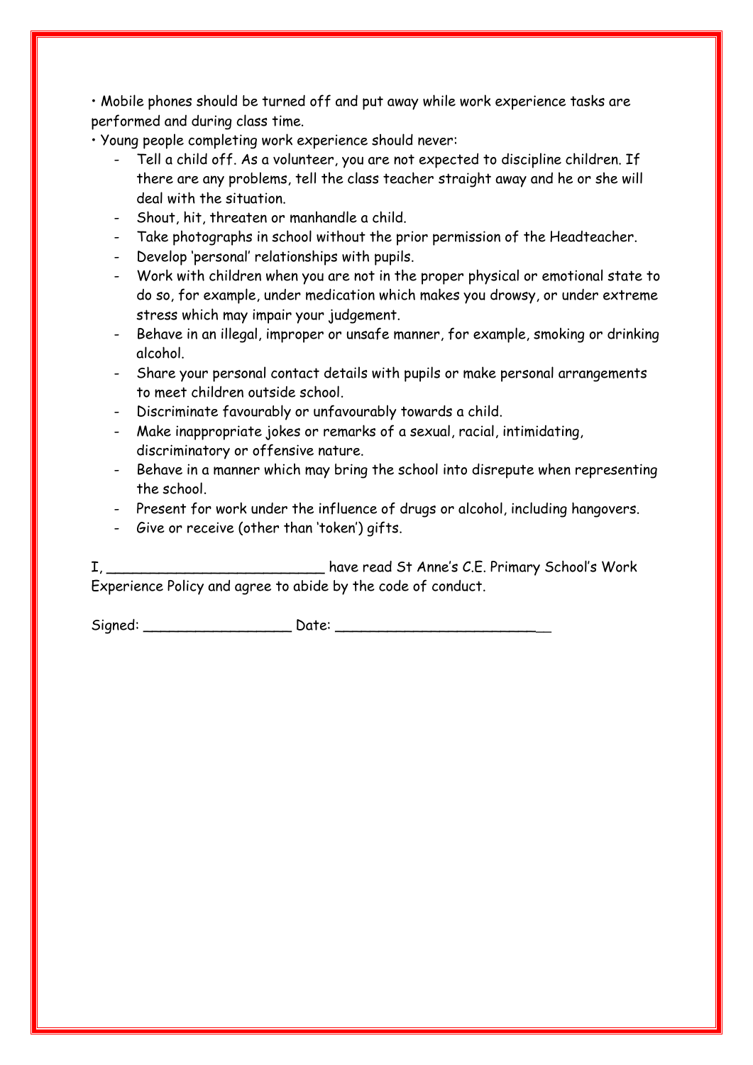- Mobile phones should be turned off and put away while work experience tasks are performed and during class time.
- Young people completing work experience should never:
  - Tell a child off. As a volunteer, you are not expected to discipline children. If there are any problems, tell the class teacher straight away and he or she will deal with the situation.
  - Shout, hit, threaten or manhandle a child.
  - Take photographs in school without the prior permission of the Headteacher.
  - Develop 'personal' relationships with pupils.
  - Work with children when you are not in the proper physical or emotional state to do so, for example, under medication which makes you drowsy, or under extreme stress which may impair your judgement.
  - Behave in an illegal, improper or unsafe manner, for example, smoking or drinking alcohol.
  - Share your personal contact details with pupils or make personal arrangements to meet children outside school.
  - Discriminate favourably or unfavourably towards a child.
  - Make inappropriate jokes or remarks of a sexual, racial, intimidating, discriminatory or offensive nature.
  - Behave in a manner which may bring the school into disrepute when representing the school.
  - Present for work under the influence of drugs or alcohol, including hangovers.
  - Give or receive (other than 'token') gifts.

I, _________________________ have read St Anne's C.E. Primary School's Work Experience Policy and agree to abide by the code of conduct.

Signed: _________________ Date: __________________________